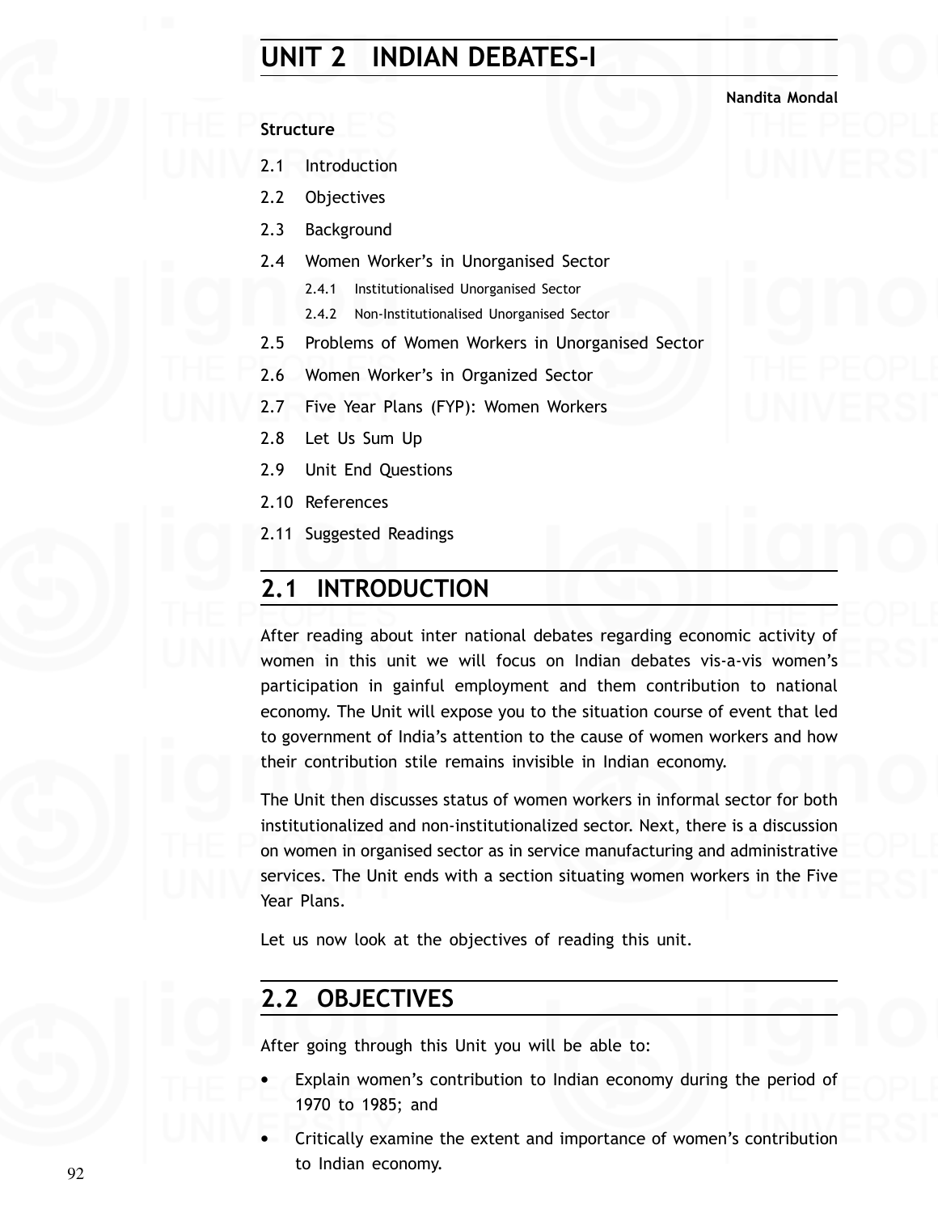# UNIT 2 INDIAN DEBATES-I

**Nandita Mondal**

**Structure**

2.1 Introduction

2.2 Objectives

2.3 Background

2.4 Women Worker's in Unorganised Sector

- 2.4.1 Institutionalised Unorganised Sector
- 2.4.2 Non-Institutionalised Unorganised Sector

2.5 Problems of Women Workers in Unorganised Sector

2.6 Women Worker's in Organized Sector

2.7 Five Year Plans (FYP): Women Workers

2.8 Let Us Sum Up

2.9 Unit End Questions

2.10 References

2.11 Suggested Readings

## 2.1 INTRODUCTION

After reading about inter national debates regarding economic activity of women in this unit we will focus on Indian debates vis-a-vis women's participation in gainful employment and them contribution to national economy. The Unit will expose you to the situation course of event that led to government of India's attention to the cause of women workers and how their contribution stile remains invisible in Indian economy.

The Unit then discusses status of women workers in informal sector for both institutionalized and non-institutionalized sector. Next, there is a discussion on women in organised sector as in service manufacturing and administrative services. The Unit ends with a section situating women workers in the Five Year Plans.

Let us now look at the objectives of reading this unit.

## 2.2 OBJECTIVES

After going through this Unit you will be able to:

- Explain women's contribution to Indian economy during the period of 1970 to 1985; and
- Critically examine the extent and importance of women's contribution to Indian economy.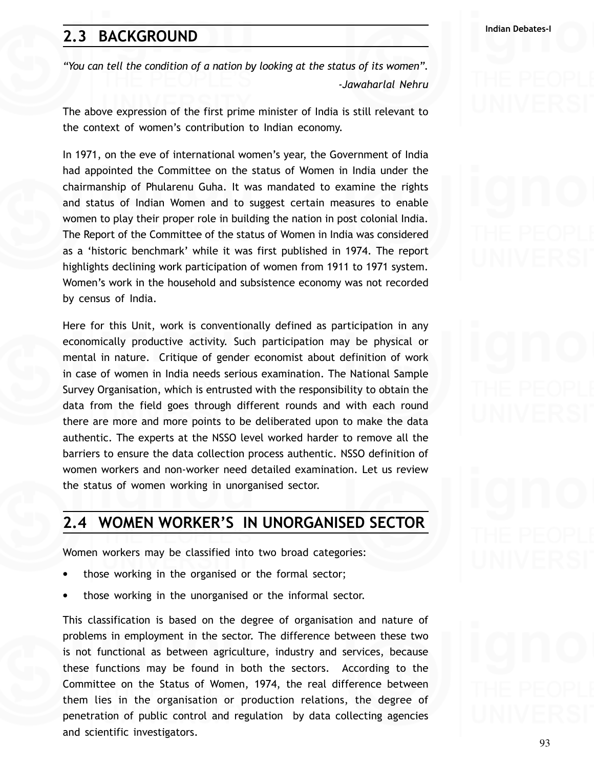## 2.3 BACKGROUND

*"You can tell the condition of a nation by looking at the status of its women".*

*-Jawaharlal Nehru*

The above expression of the first prime minister of India is still relevant to the context of women's contribution to Indian economy.

In 1971, on the eve of international women's year, the Government of India had appointed the Committee on the status of Women in India under the chairmanship of Phularenu Guha. It was mandated to examine the rights and status of Indian Women and to suggest certain measures to enable women to play their proper role in building the nation in post colonial India. The Report of the Committee of the status of Women in India was considered as a 'historic benchmark' while it was first published in 1974. The report highlights declining work participation of women from 1911 to 1971 system. Women's work in the household and subsistence economy was not recorded by census of India.

Here for this Unit, work is conventionally defined as participation in any economically productive activity. Such participation may be physical or mental in nature. Critique of gender economist about definition of work in case of women in India needs serious examination. The National Sample Survey Organisation, which is entrusted with the responsibility to obtain the data from the field goes through different rounds and with each round there are more and more points to be deliberated upon to make the data authentic. The experts at the NSSO level worked harder to remove all the barriers to ensure the data collection process authentic. NSSO definition of women workers and non-worker need detailed examination. Let us review the status of women working in unorganised sector.

## 2.4 WOMEN WORKER'S IN UNORGANISED SECTOR

Women workers may be classified into two broad categories:

- those working in the organised or the formal sector;
- those working in the unorganised or the informal sector.

This classification is based on the degree of organisation and nature of problems in employment in the sector. The difference between these two is not functional as between agriculture, industry and services, because these functions may be found in both the sectors. According to the Committee on the Status of Women, 1974, the real difference between them lies in the organisation or production relations, the degree of penetration of public control and regulation by data collecting agencies and scientific investigators.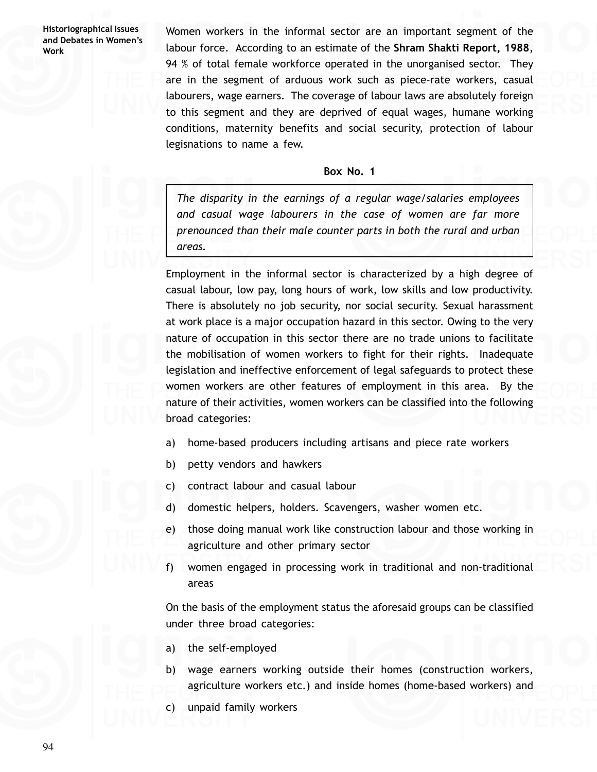Women workers in the informal sector are an important segment of the labour force. According to an estimate of the **Shram Shakti Report, 1988**, 94 % of total female workforce operated in the unorganised sector. They are in the segment of arduous work such as piece-rate workers, casual labourers, wage earners. The coverage of labour laws are absolutely foreign to this segment and they are deprived of equal wages, humane working conditions, maternity benefits and social security, protection of labour legisnations to name a few.

**Box No. 1**

> *The disparity in the earnings of a regular wage/salaries employees and casual wage labourers in the case of women are far more prenounced than their male counter parts in both the rural and urban areas.*

Employment in the informal sector is characterized by a high degree of casual labour, low pay, long hours of work, low skills and low productivity. There is absolutely no job security, nor social security. Sexual harassment at work place is a major occupation hazard in this sector. Owing to the very nature of occupation in this sector there are no trade unions to facilitate the mobilisation of women workers to fight for their rights. Inadequate legislation and ineffective enforcement of legal safeguards to protect these women workers are other features of employment in this area. By the nature of their activities, women workers can be classified into the following broad categories:

a) home-based producers including artisans and piece rate workers

b) petty vendors and hawkers

c) contract labour and casual labour

d) domestic helpers, holders. Scavengers, washer women etc.

e) those doing manual work like construction labour and those working in agriculture and other primary sector

f) women engaged in processing work in traditional and non-traditional areas

On the basis of the employment status the aforesaid groups can be classified under three broad categories:

a) the self-employed

b) wage earners working outside their homes (construction workers, agriculture workers etc.) and inside homes (home-based workers) and

c) unpaid family workers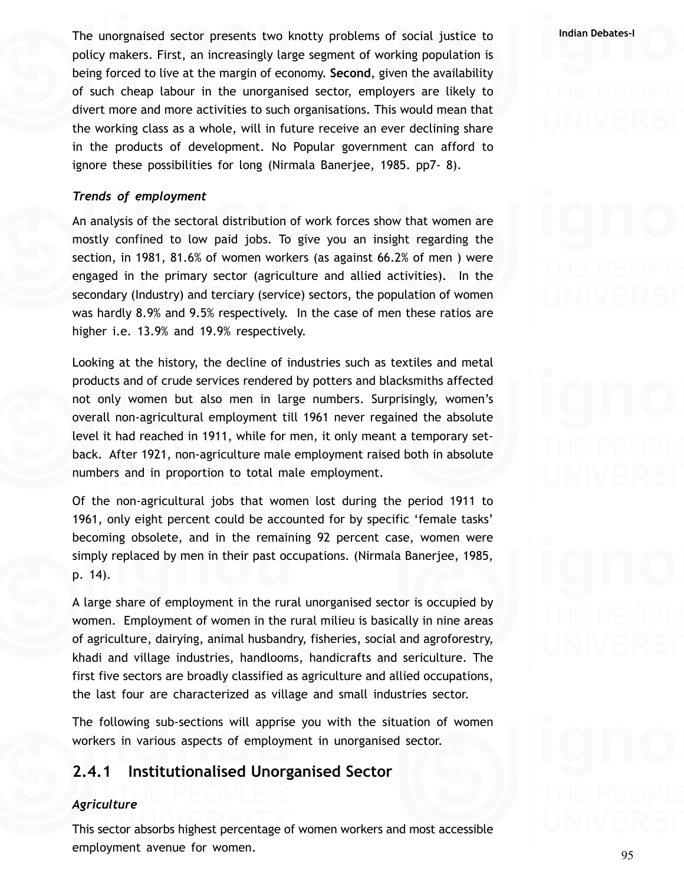The unorgnaised sector presents two knotty problems of social justice to policy makers. First, an increasingly large segment of working population is being forced to live at the margin of economy. **Second**, given the availability of such cheap labour in the unorganised sector, employers are likely to divert more and more activities to such organisations. This would mean that the working class as a whole, will in future receive an ever declining share in the products of development. No Popular government can afford to ignore these possibilities for long (Nirmala Banerjee, 1985. pp7- 8).

### *Trends of employment*

An analysis of the sectoral distribution of work forces show that women are mostly confined to low paid jobs. To give you an insight regarding the section, in 1981, 81.6% of women workers (as against 66.2% of men ) were engaged in the primary sector (agriculture and allied activities). In the secondary (Industry) and terciary (service) sectors, the population of women was hardly 8.9% and 9.5% respectively. In the case of men these ratios are higher i.e. 13.9% and 19.9% respectively.

Looking at the history, the decline of industries such as textiles and metal products and of crude services rendered by potters and blacksmiths affected not only women but also men in large numbers. Surprisingly, women's overall non-agricultural employment till 1961 never regained the absolute level it had reached in 1911, while for men, it only meant a temporary set-back. After 1921, non-agriculture male employment raised both in absolute numbers and in proportion to total male employment.

Of the non-agricultural jobs that women lost during the period 1911 to 1961, only eight percent could be accounted for by specific 'female tasks' becoming obsolete, and in the remaining 92 percent case, women were simply replaced by men in their past occupations. (Nirmala Banerjee, 1985, p. 14).

A large share of employment in the rural unorganised sector is occupied by women. Employment of women in the rural milieu is basically in nine areas of agriculture, dairying, animal husbandry, fisheries, social and agroforestry, khadi and village industries, handlooms, handicrafts and sericulture. The first five sectors are broadly classified as agriculture and allied occupations, the last four are characterized as village and small industries sector.

The following sub-sections will apprise you with the situation of women workers in various aspects of employment in unorganised sector.

## 2.4.1 Institutionalised Unorganised Sector

### *Agriculture*

This sector absorbs highest percentage of women workers and most accessible employment avenue for women.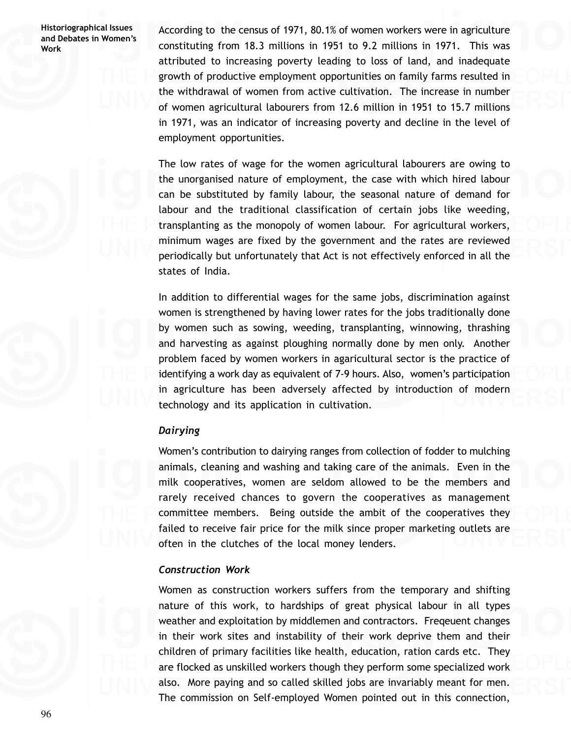According to the census of 1971, 80.1% of women workers were in agriculture constituting from 18.3 millions in 1951 to 9.2 millions in 1971. This was attributed to increasing poverty leading to loss of land, and inadequate growth of productive employment opportunities on family farms resulted in the withdrawal of women from active cultivation. The increase in number of women agricultural labourers from 12.6 million in 1951 to 15.7 millions in 1971, was an indicator of increasing poverty and decline in the level of employment opportunities.

The low rates of wage for the women agricultural labourers are owing to the unorganised nature of employment, the case with which hired labour can be substituted by family labour, the seasonal nature of demand for labour and the traditional classification of certain jobs like weeding, transplanting as the monopoly of women labour. For agricultural workers, minimum wages are fixed by the government and the rates are reviewed periodically but unfortunately that Act is not effectively enforced in all the states of India.

In addition to differential wages for the same jobs, discrimination against women is strengthened by having lower rates for the jobs traditionally done by women such as sowing, weeding, transplanting, winnowing, thrashing and harvesting as against ploughing normally done by men only. Another problem faced by women workers in agaricultural sector is the practice of identifying a work day as equivalent of 7-9 hours. Also, women's participation in agriculture has been adversely affected by introduction of modern technology and its application in cultivation.

*Dairying*

Women's contribution to dairying ranges from collection of fodder to mulching animals, cleaning and washing and taking care of the animals. Even in the milk cooperatives, women are seldom allowed to be the members and rarely received chances to govern the cooperatives as management committee members. Being outside the ambit of the cooperatives they failed to receive fair price for the milk since proper marketing outlets are often in the clutches of the local money lenders.

*Construction Work*

Women as construction workers suffers from the temporary and shifting nature of this work, to hardships of great physical labour in all types weather and exploitation by middlemen and contractors. Freqeuent changes in their work sites and instability of their work deprive them and their children of primary facilities like health, education, ration cards etc. They are flocked as unskilled workers though they perform some specialized work also. More paying and so called skilled jobs are invariably meant for men. The commission on Self-employed Women pointed out in this connection,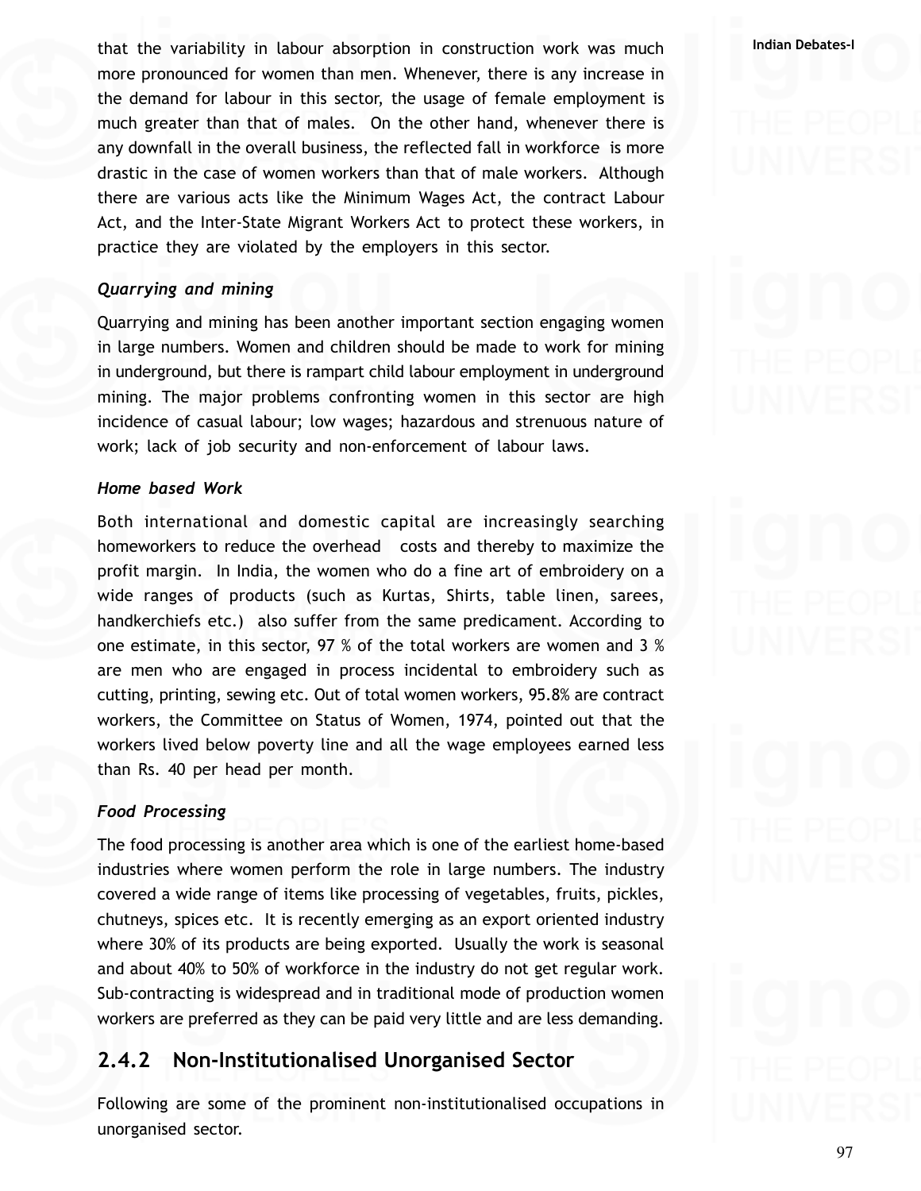that the variability in labour absorption in construction work was much more pronounced for women than men. Whenever, there is any increase in the demand for labour in this sector, the usage of female employment is much greater than that of males. On the other hand, whenever there is any downfall in the overall business, the reflected fall in workforce is more drastic in the case of women workers than that of male workers. Although there are various acts like the Minimum Wages Act, the contract Labour Act, and the Inter-State Migrant Workers Act to protect these workers, in practice they are violated by the employers in this sector.

*Quarrying and mining*

Quarrying and mining has been another important section engaging women in large numbers. Women and children should be made to work for mining in underground, but there is rampart child labour employment in underground mining. The major problems confronting women in this sector are high incidence of casual labour; low wages; hazardous and strenuous nature of work; lack of job security and non-enforcement of labour laws.

*Home based Work*

Both international and domestic capital are increasingly searching homeworkers to reduce the overhead costs and thereby to maximize the profit margin. In India, the women who do a fine art of embroidery on a wide ranges of products (such as Kurtas, Shirts, table linen, sarees, handkerchiefs etc.) also suffer from the same predicament. According to one estimate, in this sector, 97 % of the total workers are women and 3 % are men who are engaged in process incidental to embroidery such as cutting, printing, sewing etc. Out of total women workers, 95.8% are contract workers, the Committee on Status of Women, 1974, pointed out that the workers lived below poverty line and all the wage employees earned less than Rs. 40 per head per month.

*Food Processing*

The food processing is another area which is one of the earliest home-based industries where women perform the role in large numbers. The industry covered a wide range of items like processing of vegetables, fruits, pickles, chutneys, spices etc. It is recently emerging as an export oriented industry where 30% of its products are being exported. Usually the work is seasonal and about 40% to 50% of workforce in the industry do not get regular work. Sub-contracting is widespread and in traditional mode of production women workers are preferred as they can be paid very little and are less demanding.

## 2.4.2 Non-Institutionalised Unorganised Sector

Following are some of the prominent non-institutionalised occupations in unorganised sector.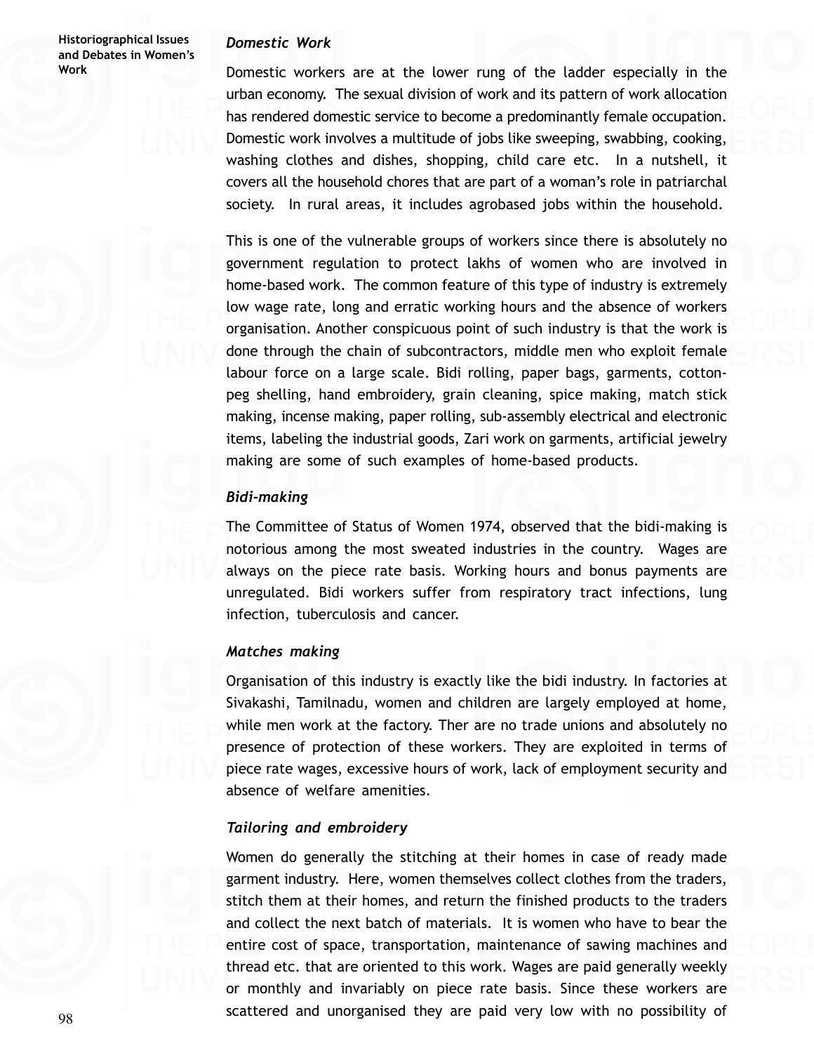### *Domestic Work*

Domestic workers are at the lower rung of the ladder especially in the urban economy. The sexual division of work and its pattern of work allocation has rendered domestic service to become a predominantly female occupation. Domestic work involves a multitude of jobs like sweeping, swabbing, cooking, washing clothes and dishes, shopping, child care etc. In a nutshell, it covers all the household chores that are part of a woman's role in patriarchal society. In rural areas, it includes agrobased jobs within the household.

This is one of the vulnerable groups of workers since there is absolutely no government regulation to protect lakhs of women who are involved in home-based work. The common feature of this type of industry is extremely low wage rate, long and erratic working hours and the absence of workers organisation. Another conspicuous point of such industry is that the work is done through the chain of subcontractors, middle men who exploit female labour force on a large scale. Bidi rolling, paper bags, garments, cotton-peg shelling, hand embroidery, grain cleaning, spice making, match stick making, incense making, paper rolling, sub-assembly electrical and electronic items, labeling the industrial goods, Zari work on garments, artificial jewelry making are some of such examples of home-based products.

### *Bidi-making*

The Committee of Status of Women 1974, observed that the bidi-making is notorious among the most sweated industries in the country. Wages are always on the piece rate basis. Working hours and bonus payments are unregulated. Bidi workers suffer from respiratory tract infections, lung infection, tuberculosis and cancer.

### *Matches making*

Organisation of this industry is exactly like the bidi industry. In factories at Sivakashi, Tamilnadu, women and children are largely employed at home, while men work at the factory. Ther are no trade unions and absolutely no presence of protection of these workers. They are exploited in terms of piece rate wages, excessive hours of work, lack of employment security and absence of welfare amenities.

### *Tailoring and embroidery*

Women do generally the stitching at their homes in case of ready made garment industry. Here, women themselves collect clothes from the traders, stitch them at their homes, and return the finished products to the traders and collect the next batch of materials. It is women who have to bear the entire cost of space, transportation, maintenance of sawing machines and thread etc. that are oriented to this work. Wages are paid generally weekly or monthly and invariably on piece rate basis. Since these workers are scattered and unorganised they are paid very low with no possibility of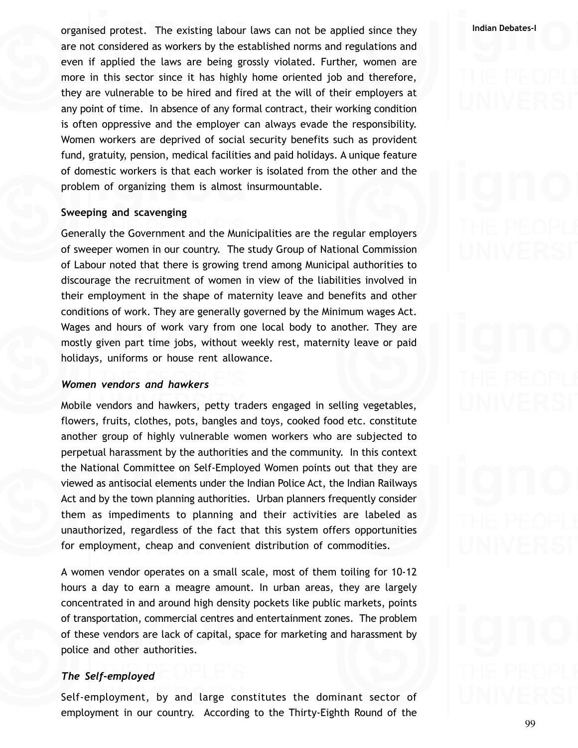organised protest. The existing labour laws can not be applied since they are not considered as workers by the established norms and regulations and even if applied the laws are being grossly violated. Further, women are more in this sector since it has highly home oriented job and therefore, they are vulnerable to be hired and fired at the will of their employers at any point of time. In absence of any formal contract, their working condition is often oppressive and the employer can always evade the responsibility. Women workers are deprived of social security benefits such as provident fund, gratuity, pension, medical facilities and paid holidays. A unique feature of domestic workers is that each worker is isolated from the other and the problem of organizing them is almost insurmountable.

**Sweeping and scavenging**

Generally the Government and the Municipalities are the regular employers of sweeper women in our country. The study Group of National Commission of Labour noted that there is growing trend among Municipal authorities to discourage the recruitment of women in view of the liabilities involved in their employment in the shape of maternity leave and benefits and other conditions of work. They are generally governed by the Minimum wages Act. Wages and hours of work vary from one local body to another. They are mostly given part time jobs, without weekly rest, maternity leave or paid holidays, uniforms or house rent allowance.

***Women vendors and hawkers***

Mobile vendors and hawkers, petty traders engaged in selling vegetables, flowers, fruits, clothes, pots, bangles and toys, cooked food etc. constitute another group of highly vulnerable women workers who are subjected to perpetual harassment by the authorities and the community. In this context the National Committee on Self-Employed Women points out that they are viewed as antisocial elements under the Indian Police Act, the Indian Railways Act and by the town planning authorities. Urban planners frequently consider them as impediments to planning and their activities are labeled as unauthorized, regardless of the fact that this system offers opportunities for employment, cheap and convenient distribution of commodities.

A women vendor operates on a small scale, most of them toiling for 10-12 hours a day to earn a meagre amount. In urban areas, they are largely concentrated in and around high density pockets like public markets, points of transportation, commercial centres and entertainment zones. The problem of these vendors are lack of capital, space for marketing and harassment by police and other authorities.

***The Self-employed***

Self-employment, by and large constitutes the dominant sector of employment in our country. According to the Thirty-Eighth Round of the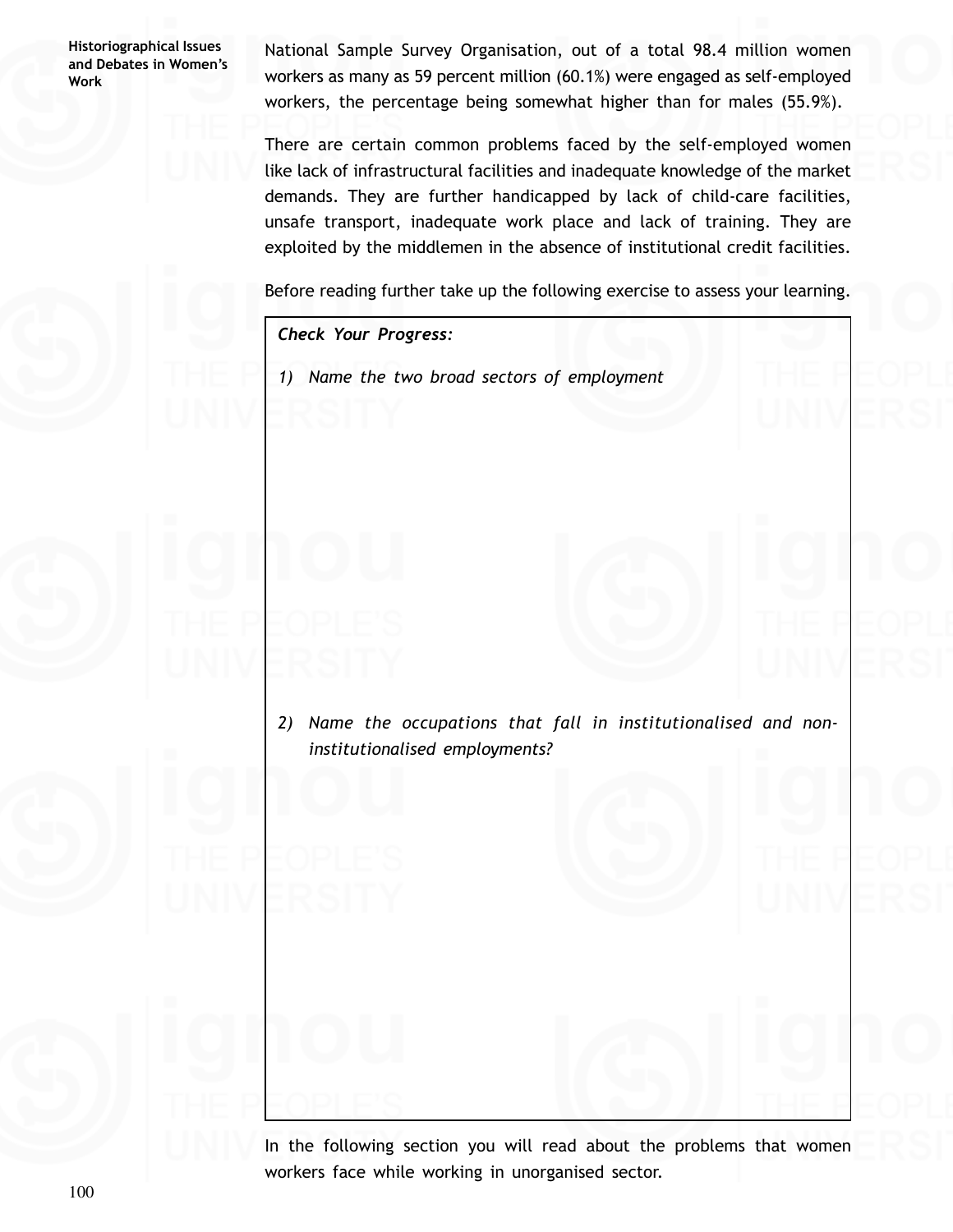National Sample Survey Organisation, out of a total 98.4 million women workers as many as 59 percent million (60.1%) were engaged as self-employed workers, the percentage being somewhat higher than for males (55.9%).

There are certain common problems faced by the self-employed women like lack of infrastructural facilities and inadequate knowledge of the market demands. They are further handicapped by lack of child-care facilities, unsafe transport, inadequate work place and lack of training. They are exploited by the middlemen in the absence of institutional credit facilities.

Before reading further take up the following exercise to assess your learning.

> ***Check Your Progress:***
>
> 1) *Name the two broad sectors of employment*
>
> 2) *Name the occupations that fall in institutionalised and non-institutionalised employments?*

In the following section you will read about the problems that women workers face while working in unorganised sector.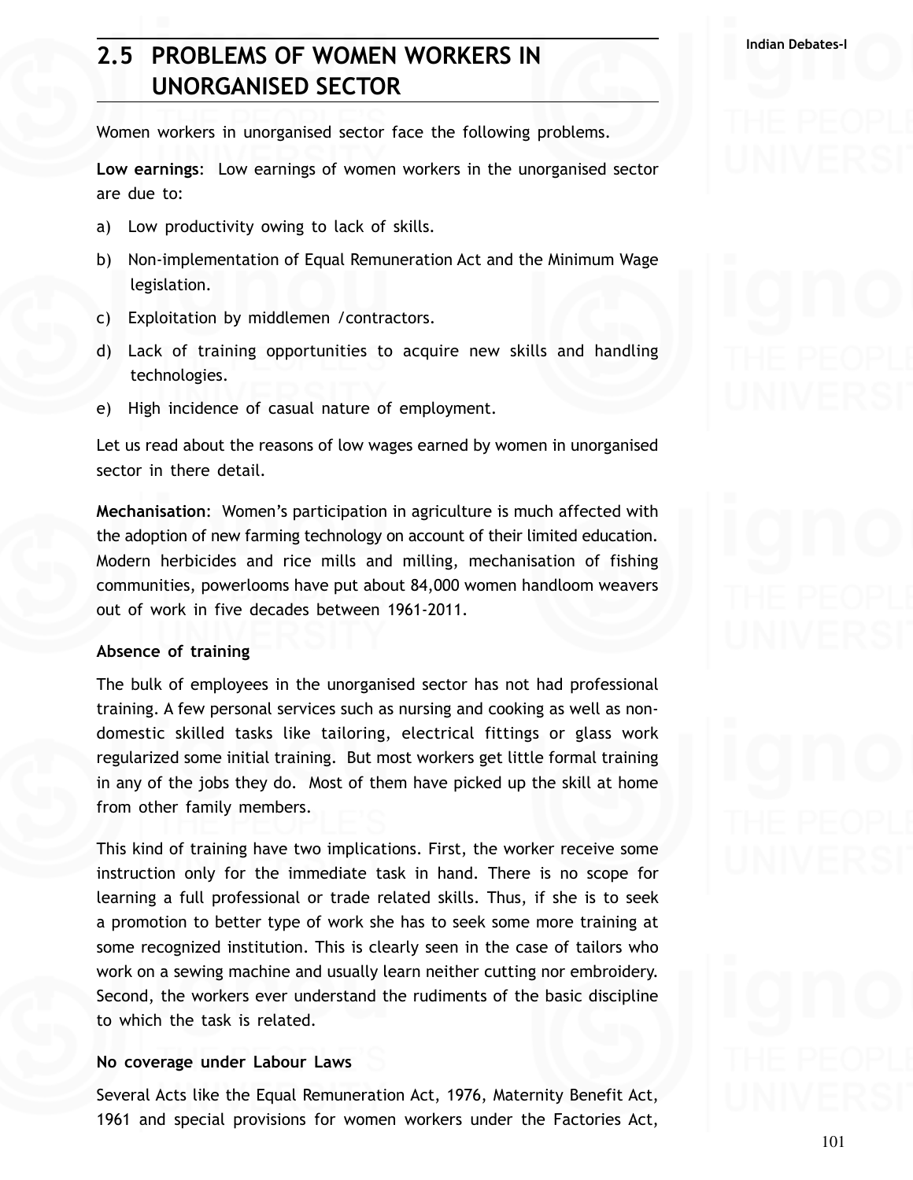## 2.5 PROBLEMS OF WOMEN WORKERS IN UNORGANISED SECTOR

Women workers in unorganised sector face the following problems.

**Low earnings**: Low earnings of women workers in the unorganised sector are due to:

a) Low productivity owing to lack of skills.

b) Non-implementation of Equal Remuneration Act and the Minimum Wage legislation.

c) Exploitation by middlemen /contractors.

d) Lack of training opportunities to acquire new skills and handling technologies.

e) High incidence of casual nature of employment.

Let us read about the reasons of low wages earned by women in unorganised sector in there detail.

**Mechanisation**: Women's participation in agriculture is much affected with the adoption of new farming technology on account of their limited education. Modern herbicides and rice mills and milling, mechanisation of fishing communities, powerlooms have put about 84,000 women handloom weavers out of work in five decades between 1961-2011.

**Absence of training**

The bulk of employees in the unorganised sector has not had professional training. A few personal services such as nursing and cooking as well as non-domestic skilled tasks like tailoring, electrical fittings or glass work regularized some initial training. But most workers get little formal training in any of the jobs they do. Most of them have picked up the skill at home from other family members.

This kind of training have two implications. First, the worker receive some instruction only for the immediate task in hand. There is no scope for learning a full professional or trade related skills. Thus, if she is to seek a promotion to better type of work she has to seek some more training at some recognized institution. This is clearly seen in the case of tailors who work on a sewing machine and usually learn neither cutting nor embroidery. Second, the workers ever understand the rudiments of the basic discipline to which the task is related.

**No coverage under Labour Laws**

Several Acts like the Equal Remuneration Act, 1976, Maternity Benefit Act, 1961 and special provisions for women workers under the Factories Act,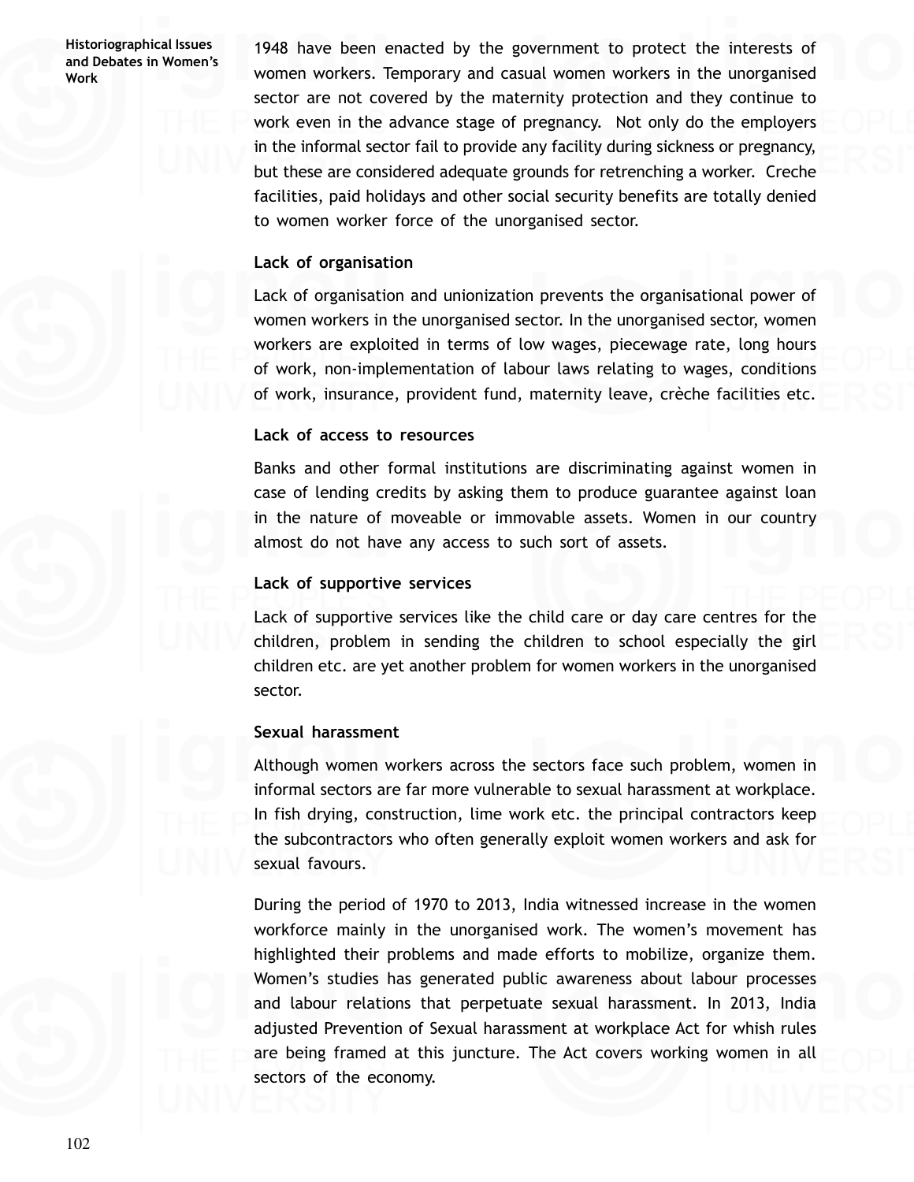1948 have been enacted by the government to protect the interests of women workers. Temporary and casual women workers in the unorganised sector are not covered by the maternity protection and they continue to work even in the advance stage of pregnancy. Not only do the employers in the informal sector fail to provide any facility during sickness or pregnancy, but these are considered adequate grounds for retrenching a worker. Creche facilities, paid holidays and other social security benefits are totally denied to women worker force of the unorganised sector.

**Lack of organisation**

Lack of organisation and unionization prevents the organisational power of women workers in the unorganised sector. In the unorganised sector, women workers are exploited in terms of low wages, piecewage rate, long hours of work, non-implementation of labour laws relating to wages, conditions of work, insurance, provident fund, maternity leave, crèche facilities etc.

**Lack of access to resources**

Banks and other formal institutions are discriminating against women in case of lending credits by asking them to produce guarantee against loan in the nature of moveable or immovable assets. Women in our country almost do not have any access to such sort of assets.

**Lack of supportive services**

Lack of supportive services like the child care or day care centres for the children, problem in sending the children to school especially the girl children etc. are yet another problem for women workers in the unorganised sector.

**Sexual harassment**

Although women workers across the sectors face such problem, women in informal sectors are far more vulnerable to sexual harassment at workplace. In fish drying, construction, lime work etc. the principal contractors keep the subcontractors who often generally exploit women workers and ask for sexual favours.

During the period of 1970 to 2013, India witnessed increase in the women workforce mainly in the unorganised work. The women's movement has highlighted their problems and made efforts to mobilize, organize them. Women's studies has generated public awareness about labour processes and labour relations that perpetuate sexual harassment. In 2013, India adjusted Prevention of Sexual harassment at workplace Act for whish rules are being framed at this juncture. The Act covers working women in all sectors of the economy.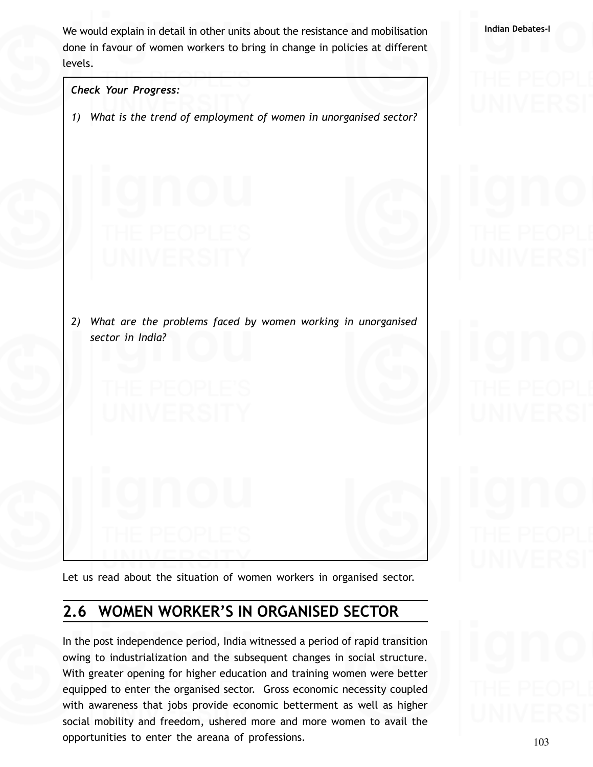We would explain in detail in other units about the resistance and mobilisation done in favour of women workers to bring in change in policies at different levels.

***Check Your Progress:***

*1) What is the trend of employment of women in unorganised sector?*

*2) What are the problems faced by women working in unorganised sector in India?*

Let us read about the situation of women workers in organised sector.

## 2.6 WOMEN WORKER'S IN ORGANISED SECTOR

In the post independence period, India witnessed a period of rapid transition owing to industrialization and the subsequent changes in social structure. With greater opening for higher education and training women were better equipped to enter the organised sector. Gross economic necessity coupled with awareness that jobs provide economic betterment as well as higher social mobility and freedom, ushered more and more women to avail the opportunities to enter the areana of professions.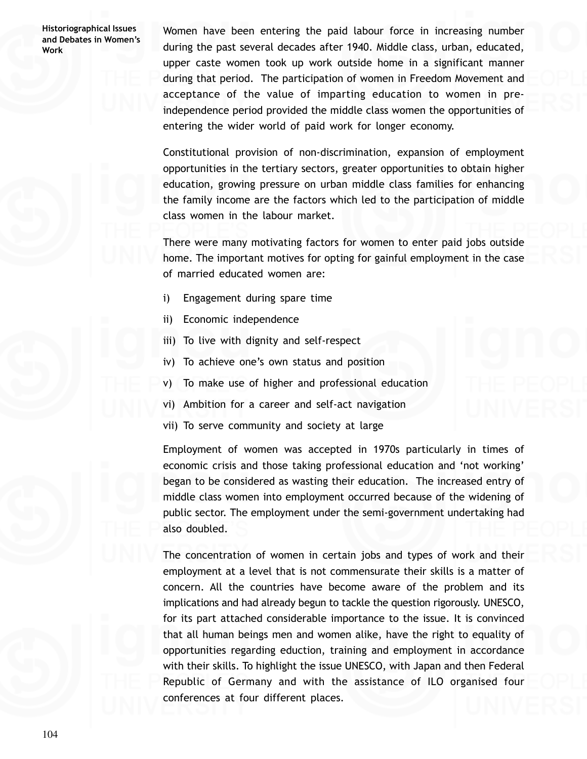Women have been entering the paid labour force in increasing number during the past several decades after 1940. Middle class, urban, educated, upper caste women took up work outside home in a significant manner during that period. The participation of women in Freedom Movement and acceptance of the value of imparting education to women in pre-independence period provided the middle class women the opportunities of entering the wider world of paid work for longer economy.

Constitutional provision of non-discrimination, expansion of employment opportunities in the tertiary sectors, greater opportunities to obtain higher education, growing pressure on urban middle class families for enhancing the family income are the factors which led to the participation of middle class women in the labour market.

There were many motivating factors for women to enter paid jobs outside home. The important motives for opting for gainful employment in the case of married educated women are:

i) Engagement during spare time

ii) Economic independence

iii) To live with dignity and self-respect

iv) To achieve one's own status and position

v) To make use of higher and professional education

vi) Ambition for a career and self-act navigation

vii) To serve community and society at large

Employment of women was accepted in 1970s particularly in times of economic crisis and those taking professional education and 'not working' began to be considered as wasting their education. The increased entry of middle class women into employment occurred because of the widening of public sector. The employment under the semi-government undertaking had also doubled.

The concentration of women in certain jobs and types of work and their employment at a level that is not commensurate their skills is a matter of concern. All the countries have become aware of the problem and its implications and had already begun to tackle the question rigorously. UNESCO, for its part attached considerable importance to the issue. It is convinced that all human beings men and women alike, have the right to equality of opportunities regarding eduction, training and employment in accordance with their skills. To highlight the issue UNESCO, with Japan and then Federal Republic of Germany and with the assistance of ILO organised four conferences at four different places.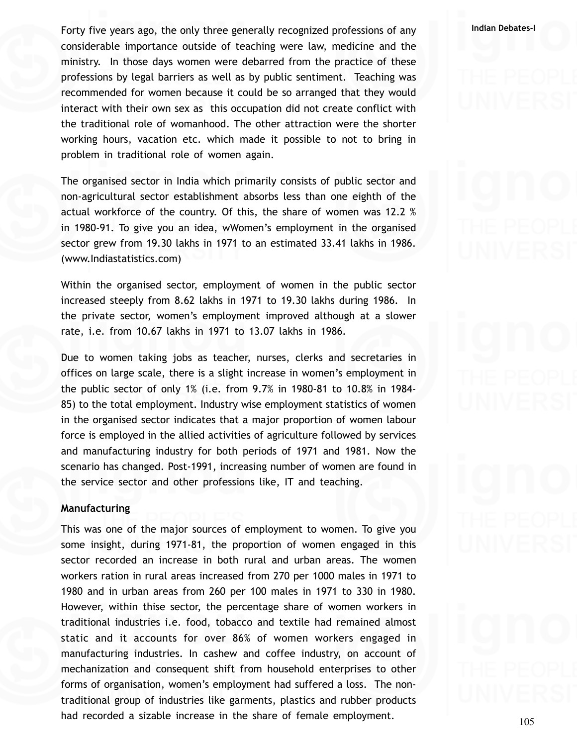Forty five years ago, the only three generally recognized professions of any considerable importance outside of teaching were law, medicine and the ministry. In those days women were debarred from the practice of these professions by legal barriers as well as by public sentiment. Teaching was recommended for women because it could be so arranged that they would interact with their own sex as this occupation did not create conflict with the traditional role of womanhood. The other attraction were the shorter working hours, vacation etc. which made it possible to not to bring in problem in traditional role of women again.

The organised sector in India which primarily consists of public sector and non-agricultural sector establishment absorbs less than one eighth of the actual workforce of the country. Of this, the share of women was 12.2 % in 1980-91. To give you an idea, wWomen's employment in the organised sector grew from 19.30 lakhs in 1971 to an estimated 33.41 lakhs in 1986. (www.Indiastatistics.com)

Within the organised sector, employment of women in the public sector increased steeply from 8.62 lakhs in 1971 to 19.30 lakhs during 1986. In the private sector, women's employment improved although at a slower rate, i.e. from 10.67 lakhs in 1971 to 13.07 lakhs in 1986.

Due to women taking jobs as teacher, nurses, clerks and secretaries in offices on large scale, there is a slight increase in women's employment in the public sector of only 1% (i.e. from 9.7% in 1980-81 to 10.8% in 1984-85) to the total employment. Industry wise employment statistics of women in the organised sector indicates that a major proportion of women labour force is employed in the allied activities of agriculture followed by services and manufacturing industry for both periods of 1971 and 1981. Now the scenario has changed. Post-1991, increasing number of women are found in the service sector and other professions like, IT and teaching.

**Manufacturing**

This was one of the major sources of employment to women. To give you some insight, during 1971-81, the proportion of women engaged in this sector recorded an increase in both rural and urban areas. The women workers ration in rural areas increased from 270 per 1000 males in 1971 to 1980 and in urban areas from 260 per 100 males in 1971 to 330 in 1980. However, within thise sector, the percentage share of women workers in traditional industries i.e. food, tobacco and textile had remained almost static and it accounts for over 86% of women workers engaged in manufacturing industries. In cashew and coffee industry, on account of mechanization and consequent shift from household enterprises to other forms of organisation, women's employment had suffered a loss. The non-traditional group of industries like garments, plastics and rubber products had recorded a sizable increase in the share of female employment.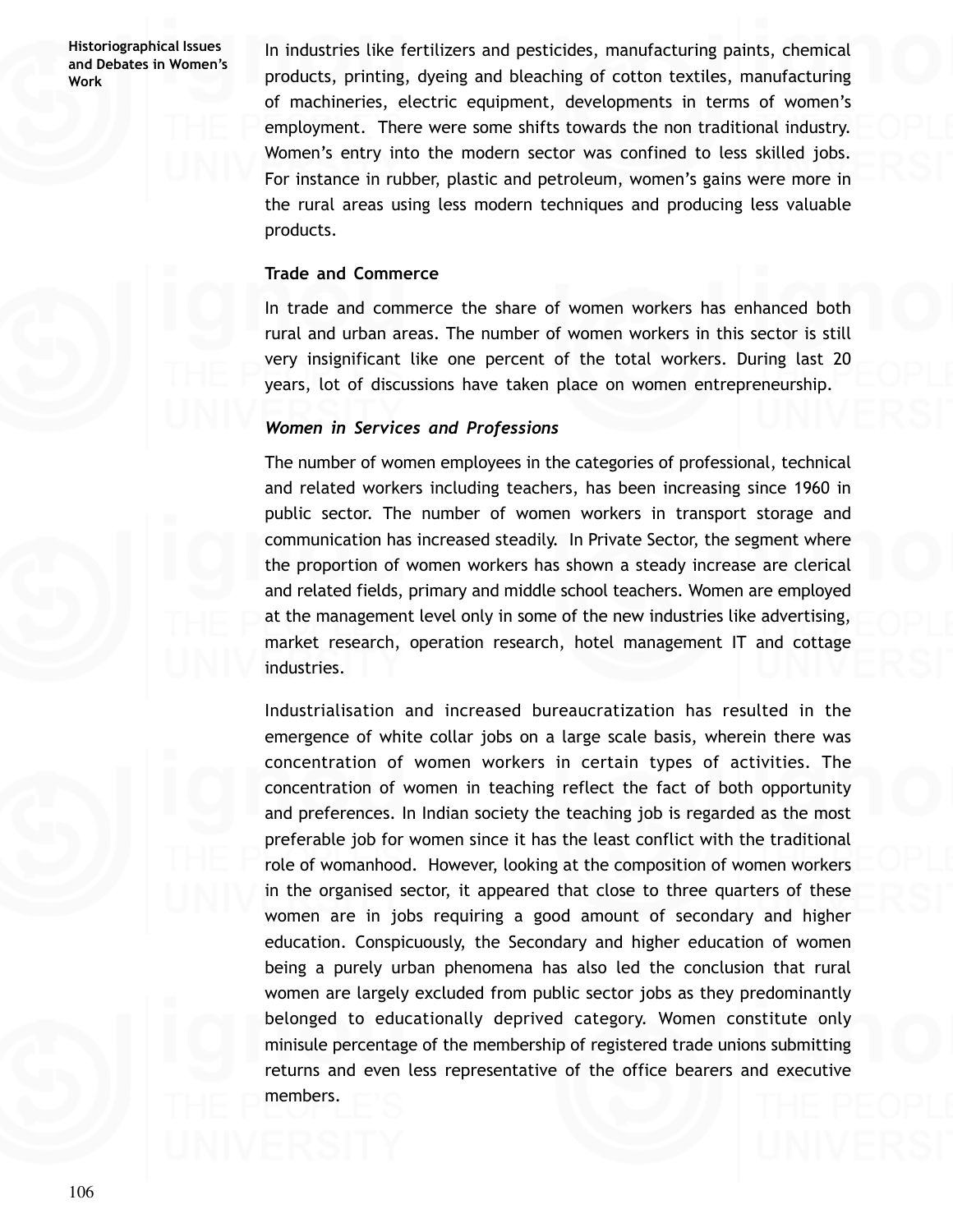In industries like fertilizers and pesticides, manufacturing paints, chemical products, printing, dyeing and bleaching of cotton textiles, manufacturing of machineries, electric equipment, developments in terms of women's employment. There were some shifts towards the non traditional industry. Women's entry into the modern sector was confined to less skilled jobs. For instance in rubber, plastic and petroleum, women's gains were more in the rural areas using less modern techniques and producing less valuable products.

**Trade and Commerce**

In trade and commerce the share of women workers has enhanced both rural and urban areas. The number of women workers in this sector is still very insignificant like one percent of the total workers. During last 20 years, lot of discussions have taken place on women entrepreneurship.

***Women in Services and Professions***

The number of women employees in the categories of professional, technical and related workers including teachers, has been increasing since 1960 in public sector. The number of women workers in transport storage and communication has increased steadily. In Private Sector, the segment where the proportion of women workers has shown a steady increase are clerical and related fields, primary and middle school teachers. Women are employed at the management level only in some of the new industries like advertising, market research, operation research, hotel management IT and cottage industries.

Industrialisation and increased bureaucratization has resulted in the emergence of white collar jobs on a large scale basis, wherein there was concentration of women workers in certain types of activities. The concentration of women in teaching reflect the fact of both opportunity and preferences. In Indian society the teaching job is regarded as the most preferable job for women since it has the least conflict with the traditional role of womanhood. However, looking at the composition of women workers in the organised sector, it appeared that close to three quarters of these women are in jobs requiring a good amount of secondary and higher education. Conspicuously, the Secondary and higher education of women being a purely urban phenomena has also led the conclusion that rural women are largely excluded from public sector jobs as they predominantly belonged to educationally deprived category. Women constitute only minisule percentage of the membership of registered trade unions submitting returns and even less representative of the office bearers and executive members.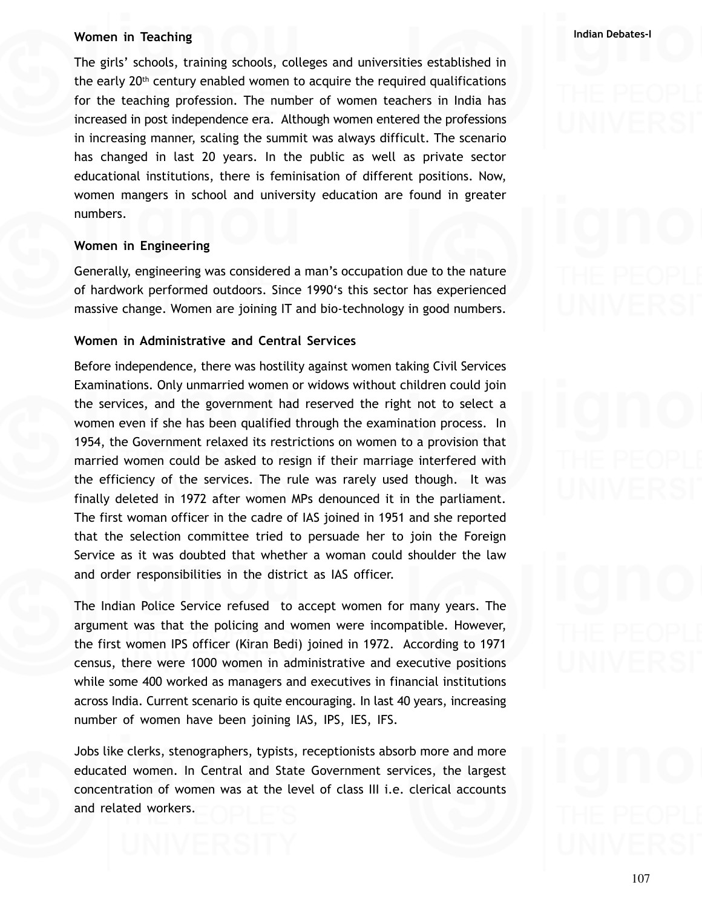### Women in Teaching

The girls' schools, training schools, colleges and universities established in the early 20th century enabled women to acquire the required qualifications for the teaching profession. The number of women teachers in India has increased in post independence era. Although women entered the professions in increasing manner, scaling the summit was always difficult. The scenario has changed in last 20 years. In the public as well as private sector educational institutions, there is feminisation of different positions. Now, women mangers in school and university education are found in greater numbers.

### Women in Engineering

Generally, engineering was considered a man's occupation due to the nature of hardwork performed outdoors. Since 1990's this sector has experienced massive change. Women are joining IT and bio-technology in good numbers.

### Women in Administrative and Central Services

Before independence, there was hostility against women taking Civil Services Examinations. Only unmarried women or widows without children could join the services, and the government had reserved the right not to select a women even if she has been qualified through the examination process. In 1954, the Government relaxed its restrictions on women to a provision that married women could be asked to resign if their marriage interfered with the efficiency of the services. The rule was rarely used though. It was finally deleted in 1972 after women MPs denounced it in the parliament. The first woman officer in the cadre of IAS joined in 1951 and she reported that the selection committee tried to persuade her to join the Foreign Service as it was doubted that whether a woman could shoulder the law and order responsibilities in the district as IAS officer.

The Indian Police Service refused to accept women for many years. The argument was that the policing and women were incompatible. However, the first women IPS officer (Kiran Bedi) joined in 1972. According to 1971 census, there were 1000 women in administrative and executive positions while some 400 worked as managers and executives in financial institutions across India. Current scenario is quite encouraging. In last 40 years, increasing number of women have been joining IAS, IPS, IES, IFS.

Jobs like clerks, stenographers, typists, receptionists absorb more and more educated women. In Central and State Government services, the largest concentration of women was at the level of class III i.e. clerical accounts and related workers.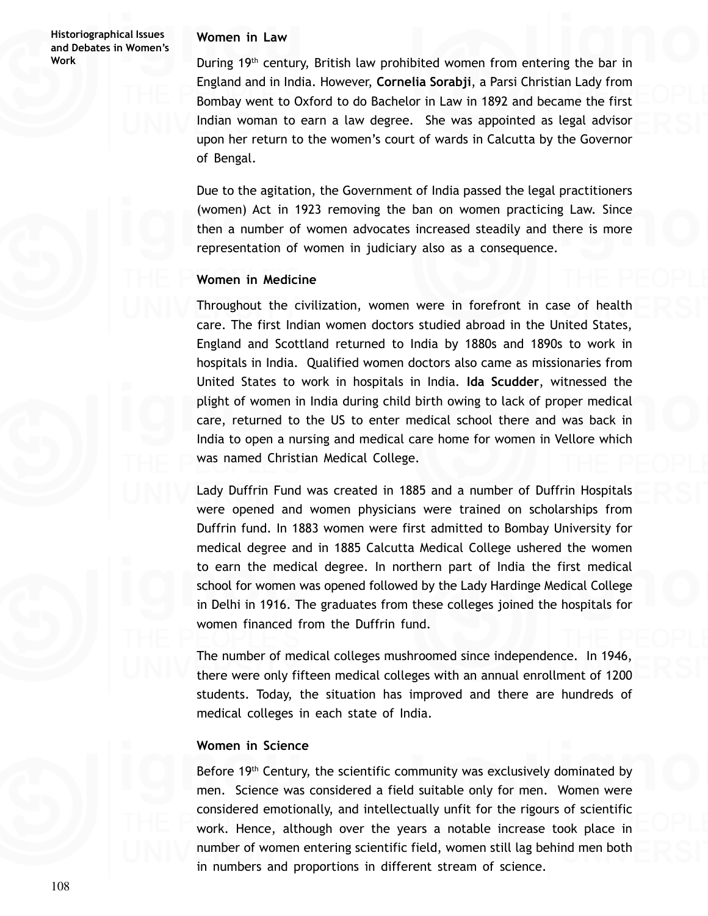## Women in Law

During 19th century, British law prohibited women from entering the bar in England and in India. However, **Cornelia Sorabji**, a Parsi Christian Lady from Bombay went to Oxford to do Bachelor in Law in 1892 and became the first Indian woman to earn a law degree. She was appointed as legal advisor upon her return to the women's court of wards in Calcutta by the Governor of Bengal.

Due to the agitation, the Government of India passed the legal practitioners (women) Act in 1923 removing the ban on women practicing Law. Since then a number of women advocates increased steadily and there is more representation of women in judiciary also as a consequence.

## Women in Medicine

Throughout the civilization, women were in forefront in case of health care. The first Indian women doctors studied abroad in the United States, England and Scottland returned to India by 1880s and 1890s to work in hospitals in India. Qualified women doctors also came as missionaries from United States to work in hospitals in India. **Ida Scudder**, witnessed the plight of women in India during child birth owing to lack of proper medical care, returned to the US to enter medical school there and was back in India to open a nursing and medical care home for women in Vellore which was named Christian Medical College.

Lady Duffrin Fund was created in 1885 and a number of Duffrin Hospitals were opened and women physicians were trained on scholarships from Duffrin fund. In 1883 women were first admitted to Bombay University for medical degree and in 1885 Calcutta Medical College ushered the women to earn the medical degree. In northern part of India the first medical school for women was opened followed by the Lady Hardinge Medical College in Delhi in 1916. The graduates from these colleges joined the hospitals for women financed from the Duffrin fund.

The number of medical colleges mushroomed since independence. In 1946, there were only fifteen medical colleges with an annual enrollment of 1200 students. Today, the situation has improved and there are hundreds of medical colleges in each state of India.

## Women in Science

Before 19th Century, the scientific community was exclusively dominated by men. Science was considered a field suitable only for men. Women were considered emotionally, and intellectually unfit for the rigours of scientific work. Hence, although over the years a notable increase took place in number of women entering scientific field, women still lag behind men both in numbers and proportions in different stream of science.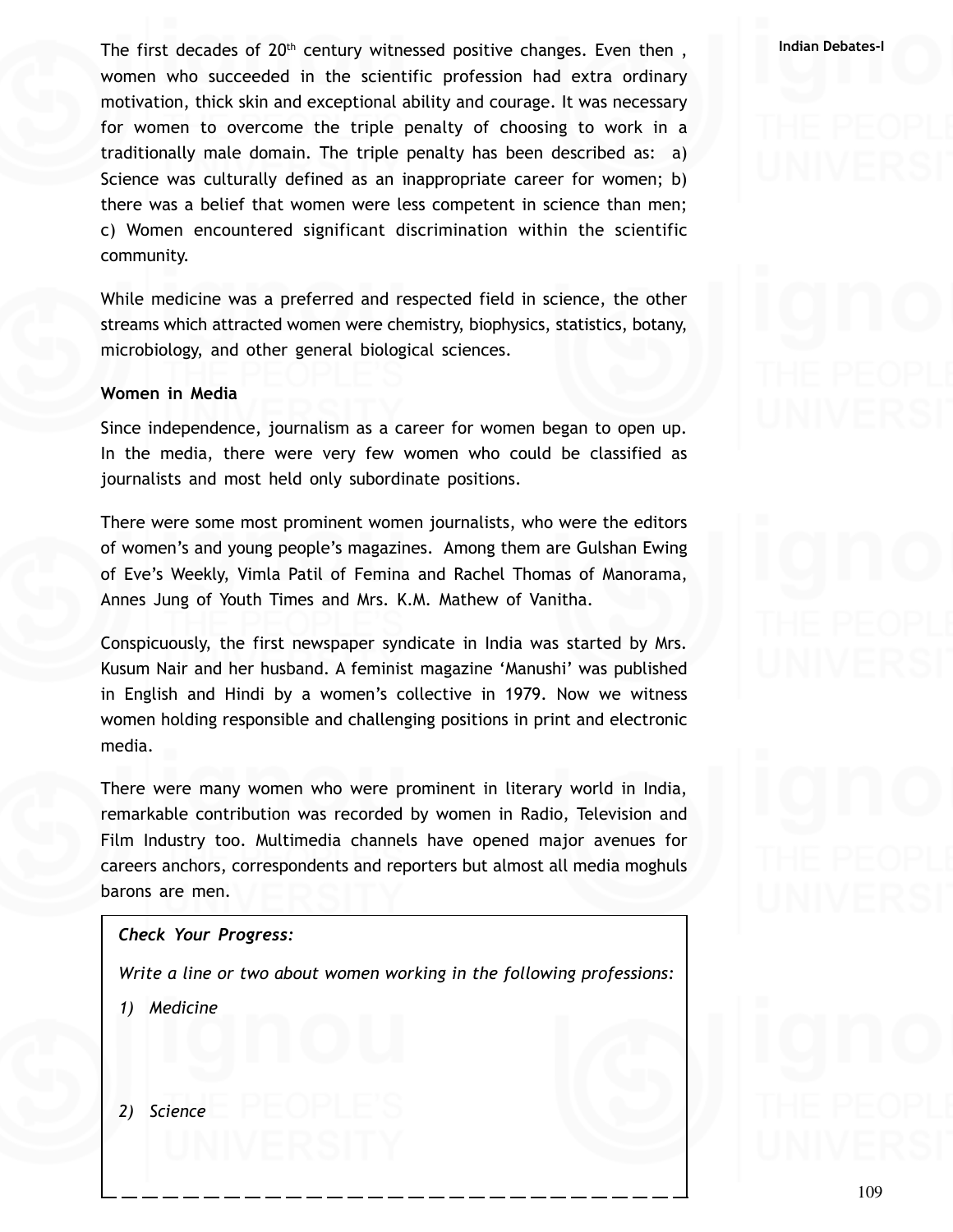The first decades of 20th century witnessed positive changes. Even then , women who succeeded in the scientific profession had extra ordinary motivation, thick skin and exceptional ability and courage. It was necessary for women to overcome the triple penalty of choosing to work in a traditionally male domain. The triple penalty has been described as: a) Science was culturally defined as an inappropriate career for women; b) there was a belief that women were less competent in science than men; c) Women encountered significant discrimination within the scientific community.

While medicine was a preferred and respected field in science, the other streams which attracted women were chemistry, biophysics, statistics, botany, microbiology, and other general biological sciences.

**Women in Media**

Since independence, journalism as a career for women began to open up. In the media, there were very few women who could be classified as journalists and most held only subordinate positions.

There were some most prominent women journalists, who were the editors of women's and young people's magazines. Among them are Gulshan Ewing of Eve's Weekly, Vimla Patil of Femina and Rachel Thomas of Manorama, Annes Jung of Youth Times and Mrs. K.M. Mathew of Vanitha.

Conspicuously, the first newspaper syndicate in India was started by Mrs. Kusum Nair and her husband. A feminist magazine 'Manushi' was published in English and Hindi by a women's collective in 1979. Now we witness women holding responsible and challenging positions in print and electronic media.

There were many women who were prominent in literary world in India, remarkable contribution was recorded by women in Radio, Television and Film Industry too. Multimedia channels have opened major avenues for careers anchors, correspondents and reporters but almost all media moghuls barons are men.

> ***Check Your Progress:***
>
> *Write a line or two about women working in the following professions:*
>
> *1) Medicine*
>
> *2) Science*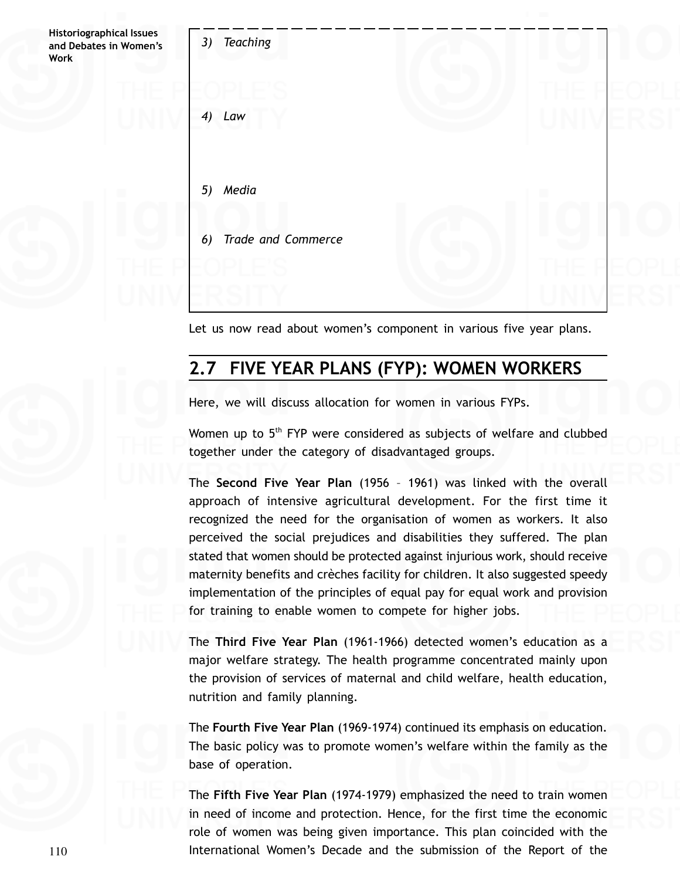*3) Teaching*

*4) Law*

*5) Media*

*6) Trade and Commerce*

Let us now read about women's component in various five year plans.

## 2.7 FIVE YEAR PLANS (FYP): WOMEN WORKERS

Here, we will discuss allocation for women in various FYPs.

Women up to 5th FYP were considered as subjects of welfare and clubbed together under the category of disadvantaged groups.

The **Second Five Year Plan** (1956 – 1961) was linked with the overall approach of intensive agricultural development. For the first time it recognized the need for the organisation of women as workers. It also perceived the social prejudices and disabilities they suffered. The plan stated that women should be protected against injurious work, should receive maternity benefits and crèches facility for children. It also suggested speedy implementation of the principles of equal pay for equal work and provision for training to enable women to compete for higher jobs.

The **Third Five Year Plan** (1961-1966) detected women's education as a major welfare strategy. The health programme concentrated mainly upon the provision of services of maternal and child welfare, health education, nutrition and family planning.

The **Fourth Five Year Plan** (1969-1974) continued its emphasis on education. The basic policy was to promote women's welfare within the family as the base of operation.

The **Fifth Five Year Plan** (1974-1979) emphasized the need to train women in need of income and protection. Hence, for the first time the economic role of women was being given importance. This plan coincided with the International Women's Decade and the submission of the Report of the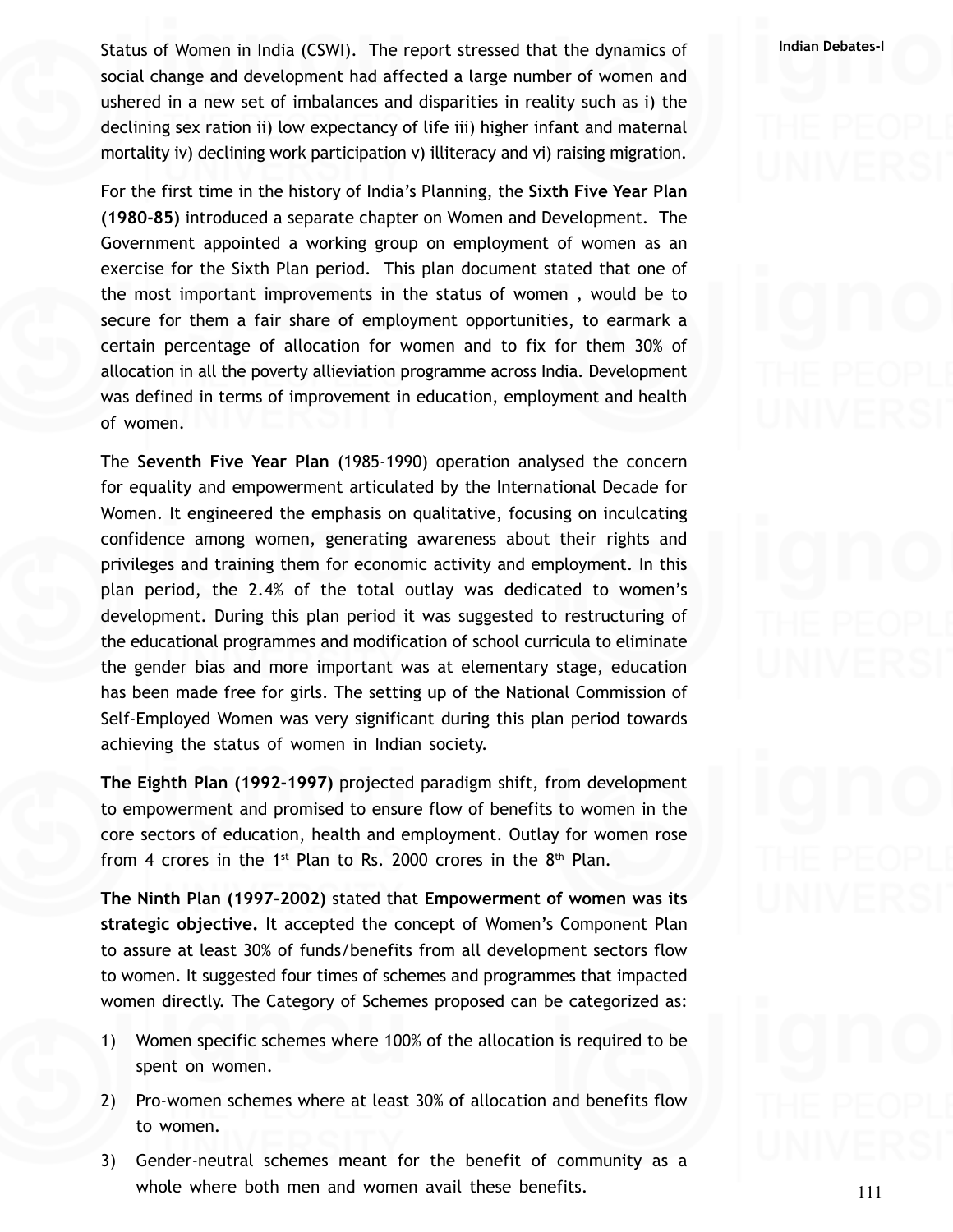Status of Women in India (CSWI). The report stressed that the dynamics of social change and development had affected a large number of women and ushered in a new set of imbalances and disparities in reality such as i) the declining sex ration ii) low expectancy of life iii) higher infant and maternal mortality iv) declining work participation v) illiteracy and vi) raising migration.

For the first time in the history of India's Planning, the **Sixth Five Year Plan (1980-85)** introduced a separate chapter on Women and Development. The Government appointed a working group on employment of women as an exercise for the Sixth Plan period. This plan document stated that one of the most important improvements in the status of women , would be to secure for them a fair share of employment opportunities, to earmark a certain percentage of allocation for women and to fix for them 30% of allocation in all the poverty allieviation programme across India. Development was defined in terms of improvement in education, employment and health of women.

The **Seventh Five Year Plan** (1985-1990) operation analysed the concern for equality and empowerment articulated by the International Decade for Women. It engineered the emphasis on qualitative, focusing on inculcating confidence among women, generating awareness about their rights and privileges and training them for economic activity and employment. In this plan period, the 2.4% of the total outlay was dedicated to women's development. During this plan period it was suggested to restructuring of the educational programmes and modification of school curricula to eliminate the gender bias and more important was at elementary stage, education has been made free for girls. The setting up of the National Commission of Self-Employed Women was very significant during this plan period towards achieving the status of women in Indian society.

**The Eighth Plan (1992-1997)** projected paradigm shift, from development to empowerment and promised to ensure flow of benefits to women in the core sectors of education, health and employment. Outlay for women rose from 4 crores in the 1st Plan to Rs. 2000 crores in the 8th Plan.

**The Ninth Plan (1997-2002)** stated that **Empowerment of women was its strategic objective.** It accepted the concept of Women's Component Plan to assure at least 30% of funds/benefits from all development sectors flow to women. It suggested four times of schemes and programmes that impacted women directly. The Category of Schemes proposed can be categorized as:

1) Women specific schemes where 100% of the allocation is required to be spent on women.
2) Pro-women schemes where at least 30% of allocation and benefits flow to women.
3) Gender-neutral schemes meant for the benefit of community as a whole where both men and women avail these benefits.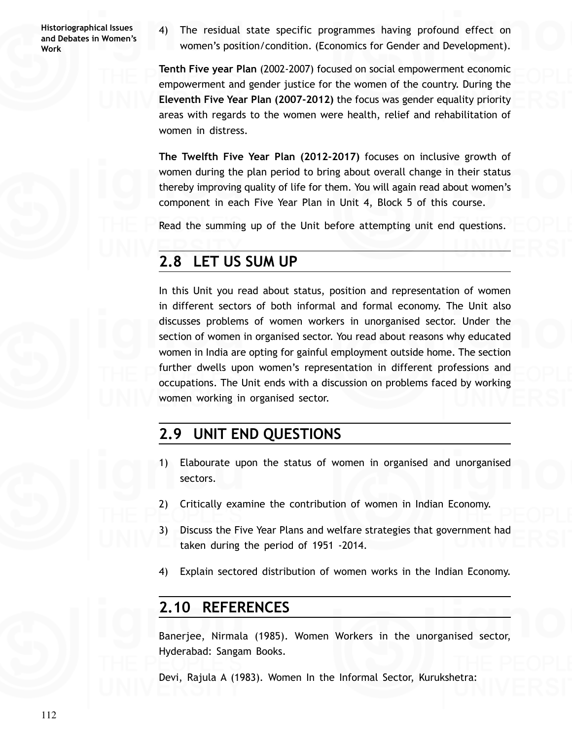4) The residual state specific programmes having profound effect on women's position/condition. (Economics for Gender and Development).

**Tenth Five year Plan** (2002-2007) focused on social empowerment economic empowerment and gender justice for the women of the country. During the **Eleventh Five Year Plan (2007-2012)** the focus was gender equality priority areas with regards to the women were health, relief and rehabilitation of women in distress.

**The Twelfth Five Year Plan (2012-2017)** focuses on inclusive growth of women during the plan period to bring about overall change in their status thereby improving quality of life for them. You will again read about women's component in each Five Year Plan in Unit 4, Block 5 of this course.

Read the summing up of the Unit before attempting unit end questions.

## 2.8 LET US SUM UP

In this Unit you read about status, position and representation of women in different sectors of both informal and formal economy. The Unit also discusses problems of women workers in unorganised sector. Under the section of women in organised sector. You read about reasons why educated women in India are opting for gainful employment outside home. The section further dwells upon women's representation in different professions and occupations. The Unit ends with a discussion on problems faced by working women working in organised sector.

## 2.9 UNIT END QUESTIONS

1) Elabourate upon the status of women in organised and unorganised sectors.

2) Critically examine the contribution of women in Indian Economy.

3) Discuss the Five Year Plans and welfare strategies that government had taken during the period of 1951 -2014.

4) Explain sectored distribution of women works in the Indian Economy.

## 2.10 REFERENCES

Banerjee, Nirmala (1985). Women Workers in the unorganised sector, Hyderabad: Sangam Books.

Devi, Rajula A (1983). Women In the Informal Sector, Kurukshetra: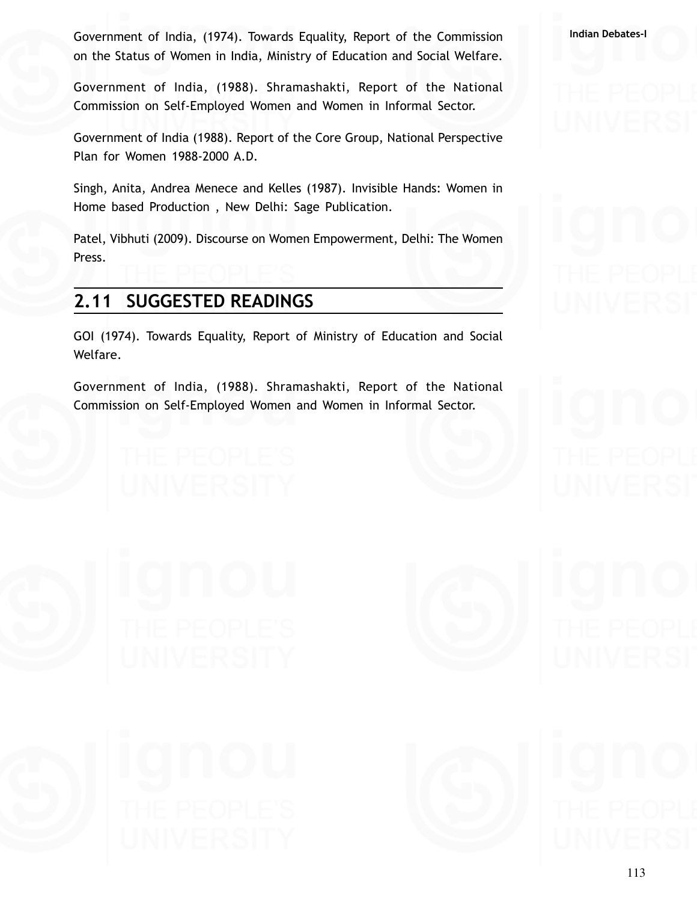Government of India, (1974). Towards Equality, Report of the Commission on the Status of Women in India, Ministry of Education and Social Welfare.

Government of India, (1988). Shramashakti, Report of the National Commission on Self-Employed Women and Women in Informal Sector.

Government of India (1988). Report of the Core Group, National Perspective Plan for Women 1988-2000 A.D.

Singh, Anita, Andrea Menece and Kelles (1987). Invisible Hands: Women in Home based Production , New Delhi: Sage Publication.

Patel, Vibhuti (2009). Discourse on Women Empowerment, Delhi: The Women Press.

## 2.11 SUGGESTED READINGS

GOI (1974). Towards Equality, Report of Ministry of Education and Social Welfare.

Government of India, (1988). Shramashakti, Report of the National Commission on Self-Employed Women and Women in Informal Sector.